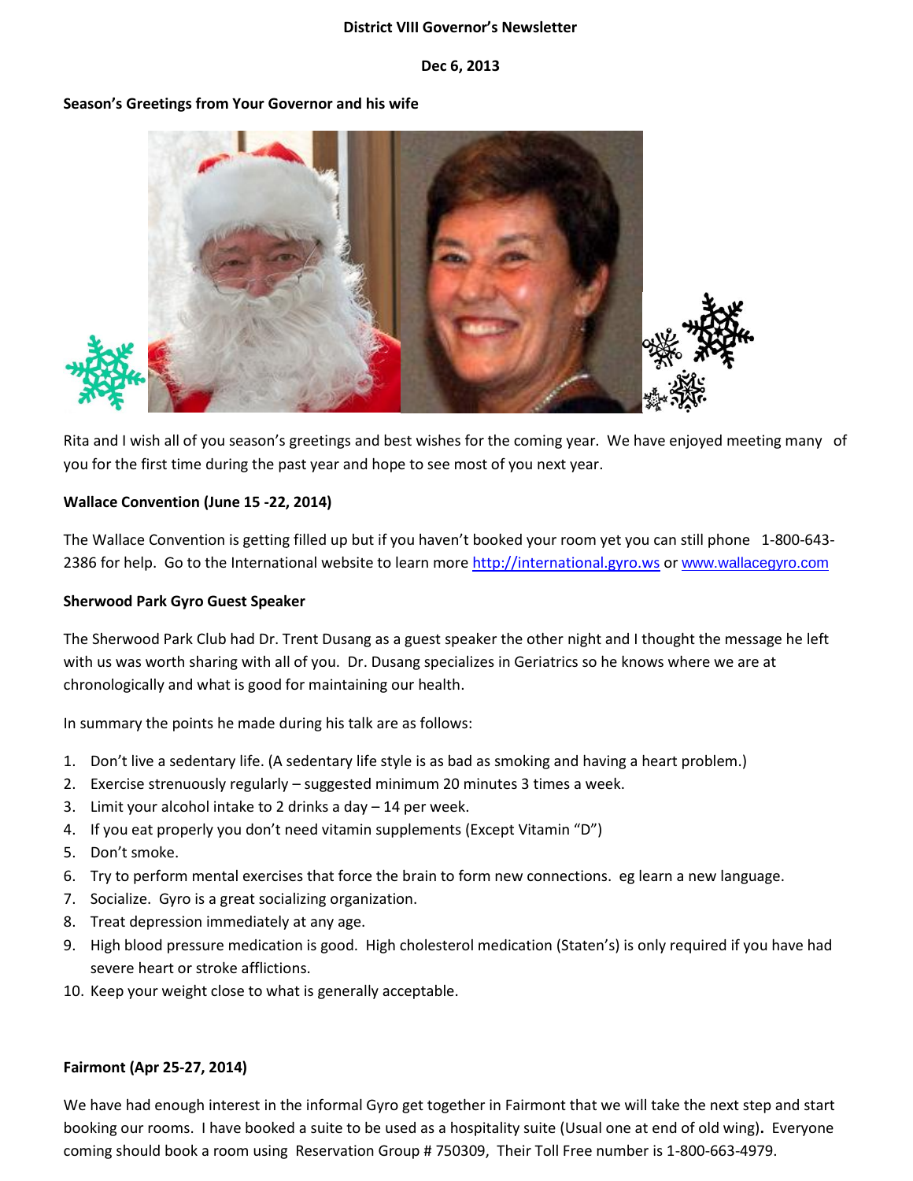**District VIII Governor's Newsletter**

**Dec 6, 2013**

**Season's Greetings from Your Governor and his wife**

Rita and I wish all of you season's greetings and best wishes for the coming year. We have enjoyed meeting many of you for the first time during the past year and hope to see most of you next year.

**Wallace Convention (June 15 -22, 2014)**

The Wallace Convention is getting filled up but if you haven't booked your room yet you can still phone 1-800-643-2386 for help. Go to the International website to learn more http://international.gyro.ws or www.wallacegyro.com

**Sherwood Park Gyro Guest Speaker**

The Sherwood Park Club had Dr. Trent Dusang as a guest speaker the other night and I thought the message he left with us was worth sharing with all of you. Dr. Dusang specializes in Geriatrics so he knows where we are at chronologically and what is good for maintaining our health.

In summary the points he made during his talk are as follows:

1. Don't live a sedentary life. (A sedentary life style is as bad as smoking and having a heart problem.)
2. Exercise strenuously regularly – suggested minimum 20 minutes 3 times a week.
3. Limit your alcohol intake to 2 drinks a day – 14 per week.
4. If you eat properly you don't need vitamin supplements (Except Vitamin "D")
5. Don't smoke.
6. Try to perform mental exercises that force the brain to form new connections. eg learn a new language.
7. Socialize. Gyro is a great socializing organization.
8. Treat depression immediately at any age.
9. High blood pressure medication is good. High cholesterol medication (Staten's) is only required if you have had severe heart or stroke afflictions.
10. Keep your weight close to what is generally acceptable.

**Fairmont (Apr 25-27, 2014)**

We have had enough interest in the informal Gyro get together in Fairmont that we will take the next step and start booking our rooms. I have booked a suite to be used as a hospitality suite (Usual one at end of old wing)**.** Everyone coming should book a room using Reservation Group # 750309, Their Toll Free number is 1-800-663-4979.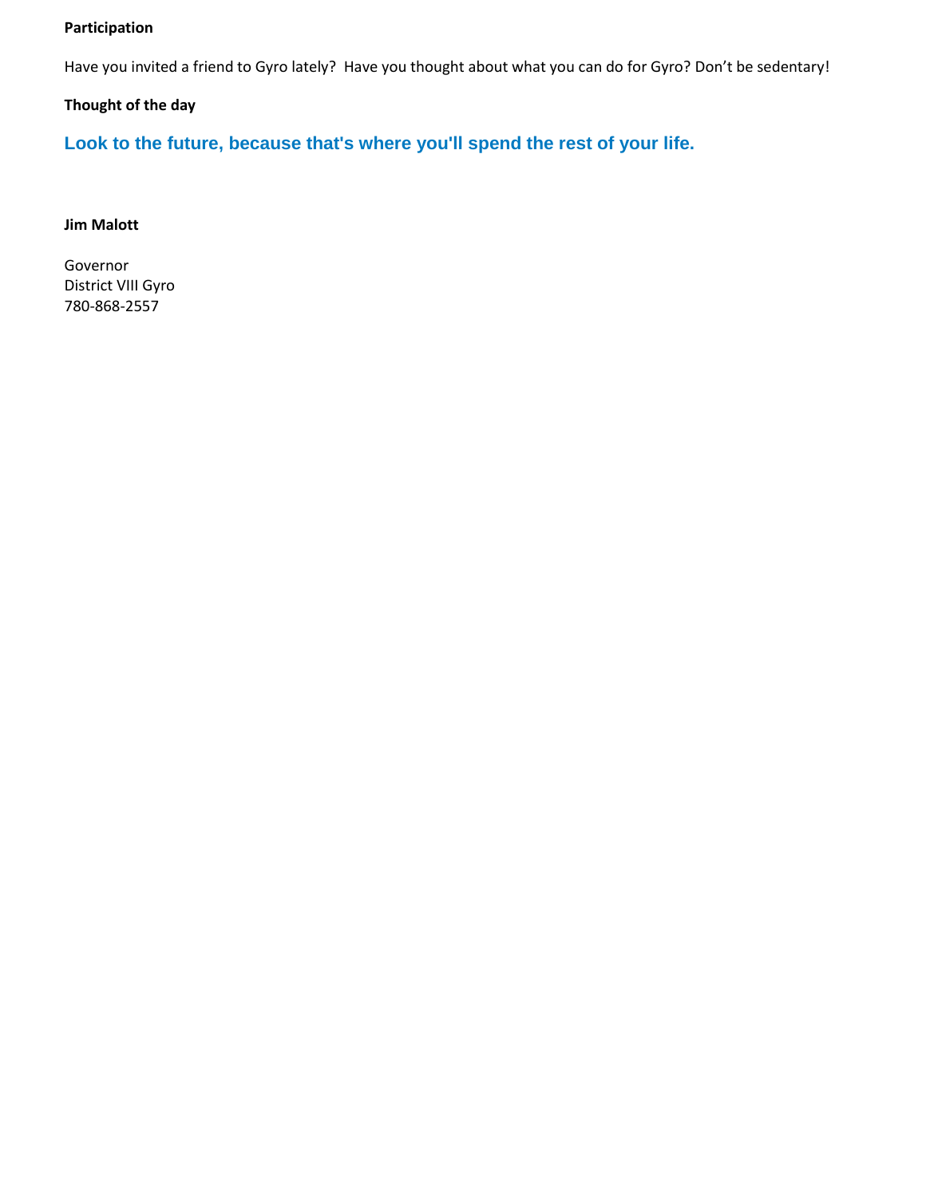**Participation**

Have you invited a friend to Gyro lately? Have you thought about what you can do for Gyro? Don't be sedentary!

**Thought of the day**

**Look to the future, because that's where you'll spend the rest of your life.**

**Jim Malott**

Governor
District VIII Gyro
780-868-2557